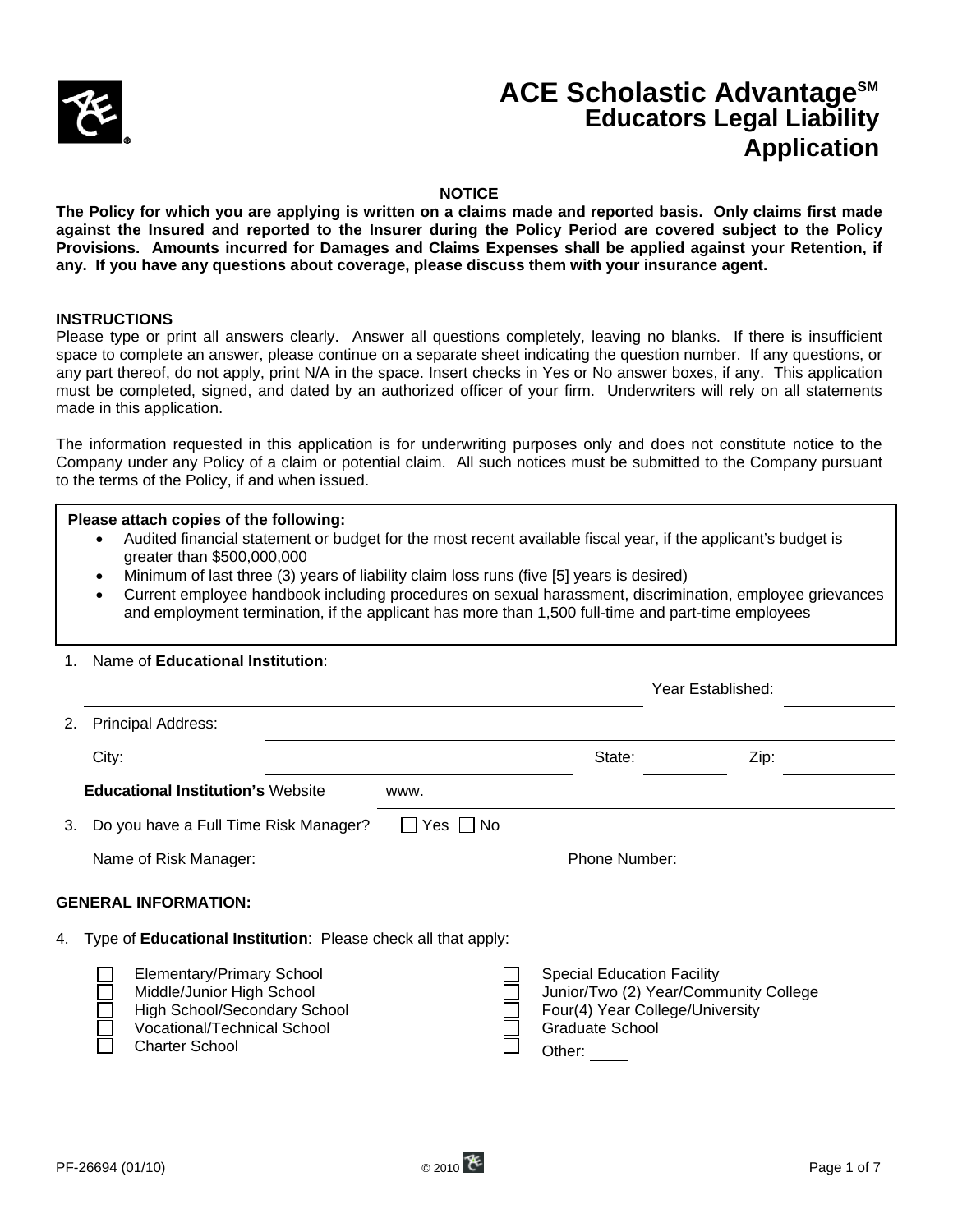# ACE Scholastic Advantage[SM]
## Educators Legal Liability Application

**NOTICE**

**The Policy for which you are applying is written on a claims made and reported basis. Only claims first made against the Insured and reported to the Insurer during the Policy Period are covered subject to the Policy Provisions. Amounts incurred for Damages and Claims Expenses shall be applied against your Retention, if any. If you have any questions about coverage, please discuss them with your insurance agent.**

**INSTRUCTIONS**

Please type or print all answers clearly. Answer all questions completely, leaving no blanks. If there is insufficient space to complete an answer, please continue on a separate sheet indicating the question number. If any questions, or any part thereof, do not apply, print N/A in the space. Insert checks in Yes or No answer boxes, if any. This application must be completed, signed, and dated by an authorized officer of your firm. Underwriters will rely on all statements made in this application.

The information requested in this application is for underwriting purposes only and does not constitute notice to the Company under any Policy of a claim or potential claim. All such notices must be submitted to the Company pursuant to the terms of the Policy, if and when issued.

**Please attach copies of the following:**

- Audited financial statement or budget for the most recent available fiscal year, if the applicant's budget is greater than $500,000,000
- Minimum of last three (3) years of liability claim loss runs (five [5] years is desired)
- Current employee handbook including procedures on sexual harassment, discrimination, employee grievances and employment termination, if the applicant has more than 1,500 full-time and part-time employees

1. Name of **Educational Institution**: ______________________ Year Established: __________

2. Principal Address: ______________________

   City: ______________ State: ________ Zip: ________

   **Educational Institution's** Website www. ______________________

3. Do you have a Full Time Risk Manager? ☐ Yes ☐ No

   Name of Risk Manager: ______________ Phone Number: ______________

**GENERAL INFORMATION:**

4. Type of **Educational Institution**: Please check all that apply:

   - ☐ Elementary/Primary School
   - ☐ Middle/Junior High School
   - ☐ High School/Secondary School
   - ☐ Vocational/Technical School
   - ☐ Charter School
   - ☐ Special Education Facility
   - ☐ Junior/Two (2) Year/Community College
   - ☐ Four(4) Year College/University
   - ☐ Graduate School
   - ☐ Other: ____

PF-26694 (01/10) © 2010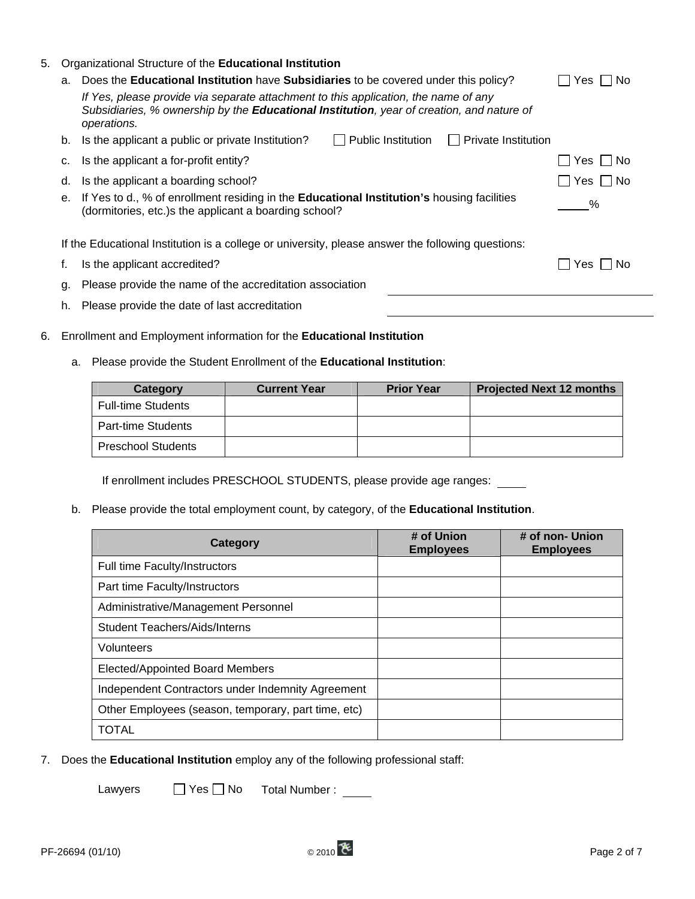5. Organizational Structure of the **Educational Institution**

   a. Does the **Educational Institution** have **Subsidiaries** to be covered under this policy? ☐ Yes ☐ No

   *If Yes, please provide via separate attachment to this application, the name of any Subsidiaries, % ownership by the **Educational Institution**, year of creation, and nature of operations.*

   b. Is the applicant a public or private Institution? ☐ Public Institution ☐ Private Institution

   c. Is the applicant a for-profit entity? ☐ Yes ☐ No

   d. Is the applicant a boarding school? ☐ Yes ☐ No

   e. If Yes to d., % of enrollment residing in the **Educational Institution's** housing facilities (dormitories, etc.)s the applicant a boarding school? ____%

   If the Educational Institution is a college or university, please answer the following questions:

   f. Is the applicant accredited? ☐ Yes ☐ No

   g. Please provide the name of the accreditation association ____________________

   h. Please provide the date of last accreditation ____________________

6. Enrollment and Employment information for the **Educational Institution**

   a. Please provide the Student Enrollment of the **Educational Institution**:

| Category | Current Year | Prior Year | Projected Next 12 months |
|---|---|---|---|
| Full-time Students | | | |
| Part-time Students | | | |
| Preschool Students | | | |

   If enrollment includes PRESCHOOL STUDENTS, please provide age ranges: ____

   b. Please provide the total employment count, by category, of the **Educational Institution**.

| Category | # of Union Employees | # of non- Union Employees |
|---|---|---|
| Full time Faculty/Instructors | | |
| Part time Faculty/Instructors | | |
| Administrative/Management Personnel | | |
| Student Teachers/Aids/Interns | | |
| Volunteers | | |
| Elected/Appointed Board Members | | |
| Independent Contractors under Indemnity Agreement | | |
| Other Employees (season, temporary, part time, etc) | | |
| TOTAL | | |

7. Does the **Educational Institution** employ any of the following professional staff:

   Lawyers ☐ Yes ☐ No Total Number : ____

PF-26694 (01/10) © 2010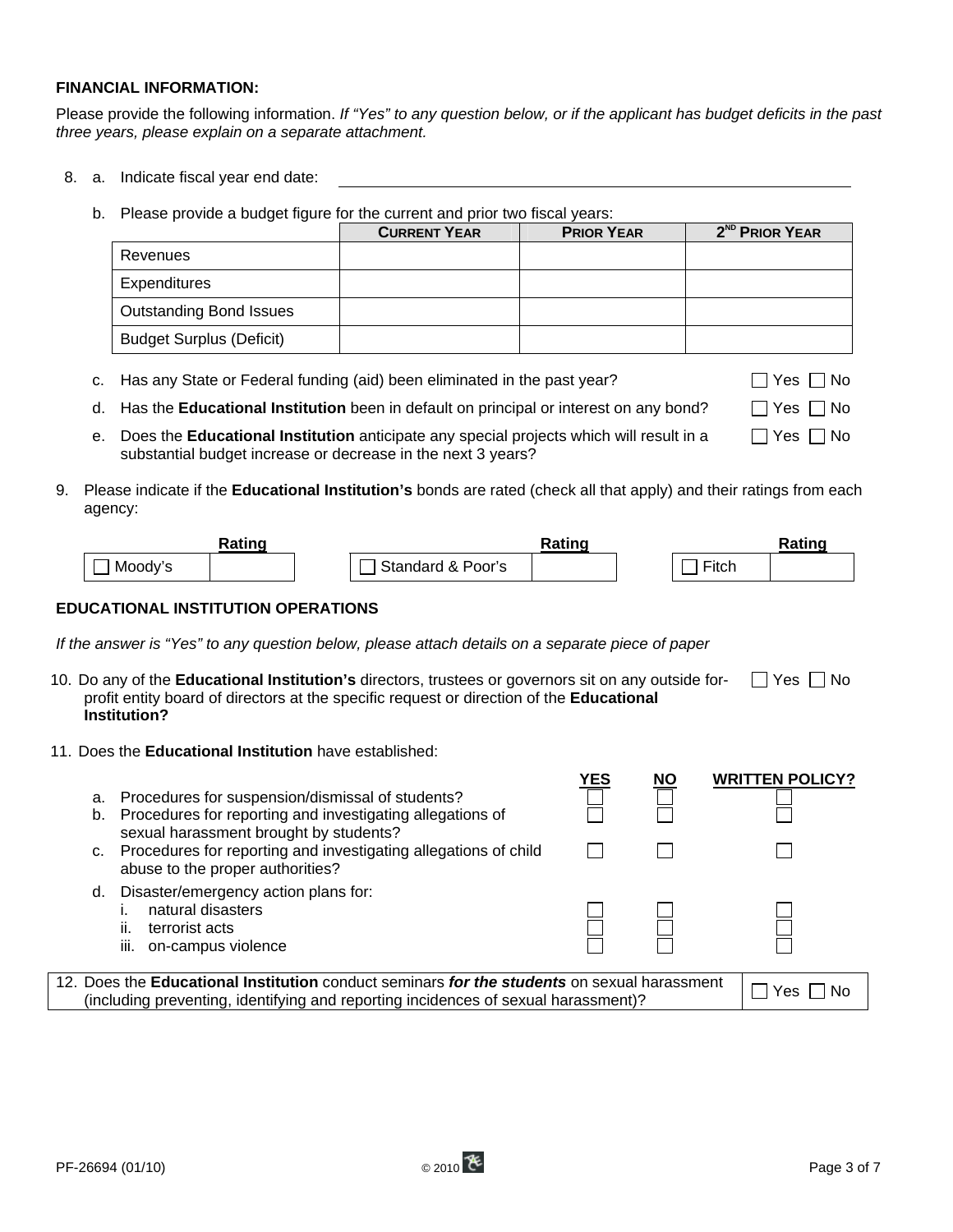### FINANCIAL INFORMATION:

Please provide the following information. *If "Yes" to any question below, or if the applicant has budget deficits in the past three years, please explain on a separate attachment.*

8. a. Indicate fiscal year end date: \_\_\_\_\_\_\_\_\_\_\_\_\_\_\_\_\_\_\_\_\_\_\_\_\_\_\_\_\_\_\_\_\_\_\_\_

   b. Please provide a budget figure for the current and prior two fiscal years:

| | CURRENT YEAR | PRIOR YEAR | 2ND PRIOR YEAR |
|---|---|---|---|
| Revenues | | | |
| Expenditures | | | |
| Outstanding Bond Issues | | | |
| Budget Surplus (Deficit) | | | |

   c. Has any State or Federal funding (aid) been eliminated in the past year? ☐ Yes ☐ No

   d. Has the **Educational Institution** been in default on principal or interest on any bond? ☐ Yes ☐ No

   e. Does the **Educational Institution** anticipate any special projects which will result in a substantial budget increase or decrease in the next 3 years? ☐ Yes ☐ No

9. Please indicate if the **Educational Institution's** bonds are rated (check all that apply) and their ratings from each agency:

| | Rating | | Rating | | Rating |
|---|---|---|---|---|---|
| ☐ Moody's | | ☐ Standard & Poor's | | ☐ Fitch | |

### EDUCATIONAL INSTITUTION OPERATIONS

*If the answer is "Yes" to any question below, please attach details on a separate piece of paper*

10. Do any of the **Educational Institution's** directors, trustees or governors sit on any outside for-profit entity board of directors at the specific request or direction of the **Educational Institution?** ☐ Yes ☐ No

11. Does the **Educational Institution** have established:

| | YES | NO | WRITTEN POLICY? |
|---|---|---|---|
| a. Procedures for suspension/dismissal of students? | ☐ | ☐ | ☐ |
| b. Procedures for reporting and investigating allegations of sexual harassment brought by students? | ☐ | ☐ | ☐ |
| c. Procedures for reporting and investigating allegations of child abuse to the proper authorities? | ☐ | ☐ | ☐ |
| d. Disaster/emergency action plans for: | | | |
| i. natural disasters | ☐ | ☐ | ☐ |
| ii. terrorist acts | ☐ | ☐ | ☐ |
| iii. on-campus violence | ☐ | ☐ | ☐ |

12. Does the **Educational Institution** conduct seminars ***for the students*** on sexual harassment (including preventing, identifying and reporting incidences of sexual harassment)? ☐ Yes ☐ No

PF-26694 (01/10) © 2010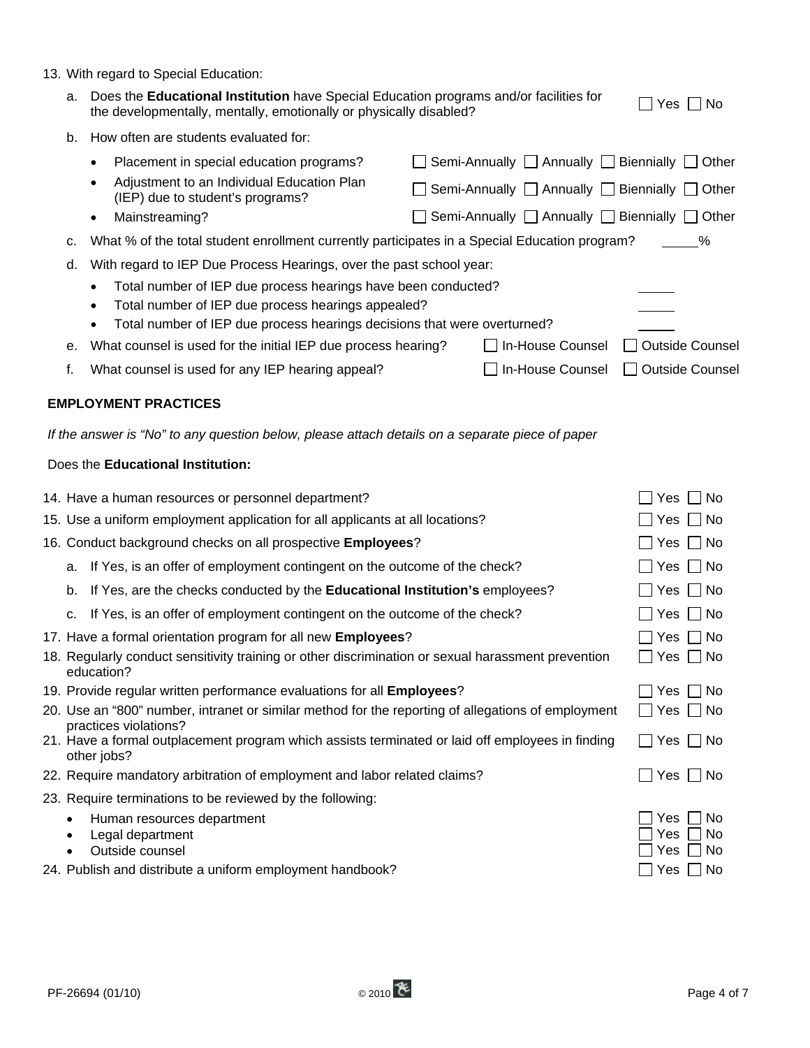13. With regard to Special Education:

   a. Does the **Educational Institution** have Special Education programs and/or facilities for the developmentally, mentally, emotionally or physically disabled? ☐ Yes ☐ No

   b. How often are students evaluated for:

   - Placement in special education programs? ☐ Semi-Annually ☐ Annually ☐ Biennially ☐ Other
   - Adjustment to an Individual Education Plan (IEP) due to student's programs? ☐ Semi-Annually ☐ Annually ☐ Biennially ☐ Other
   - Mainstreaming? ☐ Semi-Annually ☐ Annually ☐ Biennially ☐ Other

   c. What % of the total student enrollment currently participates in a Special Education program? _____%

   d. With regard to IEP Due Process Hearings, over the past school year:

   - Total number of IEP due process hearings have been conducted? _____
   - Total number of IEP due process hearings appealed? _____
   - Total number of IEP due process hearings decisions that were overturned? _____

   e. What counsel is used for the initial IEP due process hearing? ☐ In-House Counsel ☐ Outside Counsel

   f. What counsel is used for any IEP hearing appeal? ☐ In-House Counsel ☐ Outside Counsel

## EMPLOYMENT PRACTICES

*If the answer is "No" to any question below, please attach details on a separate piece of paper*

Does the **Educational Institution:**

14. Have a human resources or personnel department? ☐ Yes ☐ No
15. Use a uniform employment application for all applicants at all locations? ☐ Yes ☐ No
16. Conduct background checks on all prospective **Employees**? ☐ Yes ☐ No
   a. If Yes, is an offer of employment contingent on the outcome of the check? ☐ Yes ☐ No
   b. If Yes, are the checks conducted by the **Educational Institution's** employees? ☐ Yes ☐ No
   c. If Yes, is an offer of employment contingent on the outcome of the check? ☐ Yes ☐ No
17. Have a formal orientation program for all new **Employees**? ☐ Yes ☐ No
18. Regularly conduct sensitivity training or other discrimination or sexual harassment prevention education? ☐ Yes ☐ No
19. Provide regular written performance evaluations for all **Employees**? ☐ Yes ☐ No
20. Use an "800" number, intranet or similar method for the reporting of allegations of employment practices violations? ☐ Yes ☐ No
21. Have a formal outplacement program which assists terminated or laid off employees in finding other jobs? ☐ Yes ☐ No
22. Require mandatory arbitration of employment and labor related claims? ☐ Yes ☐ No
23. Require terminations to be reviewed by the following:
   - Human resources department ☐ Yes ☐ No
   - Legal department ☐ Yes ☐ No
   - Outside counsel ☐ Yes ☐ No
24. Publish and distribute a uniform employment handbook? ☐ Yes ☐ No

PF-26694 (01/10) © 2010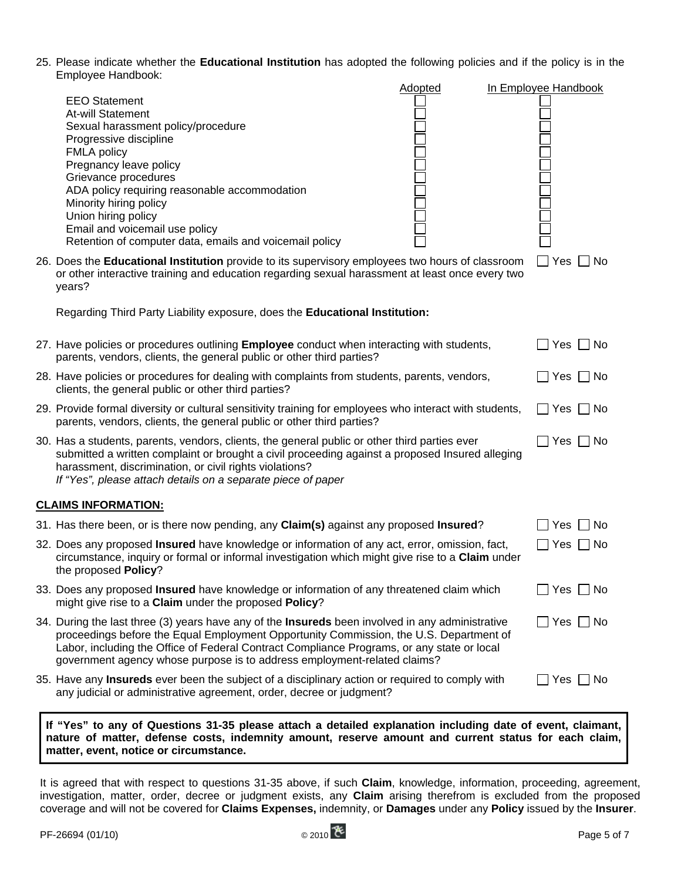25. Please indicate whether the **Educational Institution** has adopted the following policies and if the policy is in the Employee Handbook:

| | Adopted | In Employee Handbook |
|---|---|---|
| EEO Statement | ☐ | ☐ |
| At-will Statement | ☐ | ☐ |
| Sexual harassment policy/procedure | ☐ | ☐ |
| Progressive discipline | ☐ | ☐ |
| FMLA policy | ☐ | ☐ |
| Pregnancy leave policy | ☐ | ☐ |
| Grievance procedures | ☐ | ☐ |
| ADA policy requiring reasonable accommodation | ☐ | ☐ |
| Minority hiring policy | ☐ | ☐ |
| Union hiring policy | ☐ | ☐ |
| Email and voicemail use policy | ☐ | ☐ |
| Retention of computer data, emails and voicemail policy | ☐ | ☐ |

26. Does the **Educational Institution** provide to its supervisory employees two hours of classroom or other interactive training and education regarding sexual harassment at least once every two years? ☐ Yes ☐ No

Regarding Third Party Liability exposure, does the **Educational Institution:**

27. Have policies or procedures outlining **Employee** conduct when interacting with students, parents, vendors, clients, the general public or other third parties? ☐ Yes ☐ No

28. Have policies or procedures for dealing with complaints from students, parents, vendors, clients, the general public or other third parties? ☐ Yes ☐ No

29. Provide formal diversity or cultural sensitivity training for employees who interact with students, parents, vendors, clients, the general public or other third parties? ☐ Yes ☐ No

30. Has a students, parents, vendors, clients, the general public or other third parties ever submitted a written complaint or brought a civil proceeding against a proposed Insured alleging harassment, discrimination, or civil rights violations? ☐ Yes ☐ No
*If "Yes", please attach details on a separate piece of paper*

## CLAIMS INFORMATION:

31. Has there been, or is there now pending, any **Claim(s)** against any proposed **Insured**? ☐ Yes ☐ No

32. Does any proposed **Insured** have knowledge or information of any act, error, omission, fact, circumstance, inquiry or formal or informal investigation which might give rise to a **Claim** under the proposed **Policy**? ☐ Yes ☐ No

33. Does any proposed **Insured** have knowledge or information of any threatened claim which might give rise to a **Claim** under the proposed **Policy**? ☐ Yes ☐ No

34. During the last three (3) years have any of the **Insureds** been involved in any administrative proceedings before the Equal Employment Opportunity Commission, the U.S. Department of Labor, including the Office of Federal Contract Compliance Programs, or any state or local government agency whose purpose is to address employment-related claims? ☐ Yes ☐ No

35. Have any **Insureds** ever been the subject of a disciplinary action or required to comply with any judicial or administrative agreement, order, decree or judgment? ☐ Yes ☐ No

**If "Yes" to any of Questions 31-35 please attach a detailed explanation including date of event, claimant, nature of matter, defense costs, indemnity amount, reserve amount and current status for each claim, matter, event, notice or circumstance.**

It is agreed that with respect to questions 31-35 above, if such **Claim**, knowledge, information, proceeding, agreement, investigation, matter, order, decree or judgment exists, any **Claim** arising therefrom is excluded from the proposed coverage and will not be covered for **Claims Expenses,** indemnity, or **Damages** under any **Policy** issued by the **Insurer**.

PF-26694 (01/10) © 2010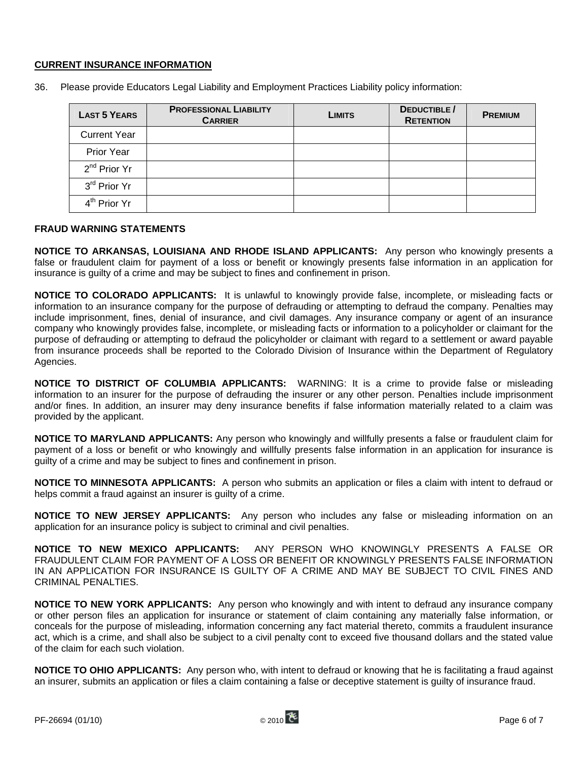## CURRENT INSURANCE INFORMATION

36. Please provide Educators Legal Liability and Employment Practices Liability policy information:

| LAST 5 YEARS | PROFESSIONAL LIABILITY CARRIER | LIMITS | DEDUCTIBLE / RETENTION | PREMIUM |
|---|---|---|---|---|
| Current Year | | | | |
| Prior Year | | | | |
| 2nd Prior Yr | | | | |
| 3rd Prior Yr | | | | |
| 4th Prior Yr | | | | |

### FRAUD WARNING STATEMENTS

**NOTICE TO ARKANSAS, LOUISIANA AND RHODE ISLAND APPLICANTS:** Any person who knowingly presents a false or fraudulent claim for payment of a loss or benefit or knowingly presents false information in an application for insurance is guilty of a crime and may be subject to fines and confinement in prison.

**NOTICE TO COLORADO APPLICANTS:** It is unlawful to knowingly provide false, incomplete, or misleading facts or information to an insurance company for the purpose of defrauding or attempting to defraud the company. Penalties may include imprisonment, fines, denial of insurance, and civil damages. Any insurance company or agent of an insurance company who knowingly provides false, incomplete, or misleading facts or information to a policyholder or claimant for the purpose of defrauding or attempting to defraud the policyholder or claimant with regard to a settlement or award payable from insurance proceeds shall be reported to the Colorado Division of Insurance within the Department of Regulatory Agencies.

**NOTICE TO DISTRICT OF COLUMBIA APPLICANTS:** WARNING: It is a crime to provide false or misleading information to an insurer for the purpose of defrauding the insurer or any other person. Penalties include imprisonment and/or fines. In addition, an insurer may deny insurance benefits if false information materially related to a claim was provided by the applicant.

**NOTICE TO MARYLAND APPLICANTS:** Any person who knowingly and willfully presents a false or fraudulent claim for payment of a loss or benefit or who knowingly and willfully presents false information in an application for insurance is guilty of a crime and may be subject to fines and confinement in prison.

**NOTICE TO MINNESOTA APPLICANTS:** A person who submits an application or files a claim with intent to defraud or helps commit a fraud against an insurer is guilty of a crime.

**NOTICE TO NEW JERSEY APPLICANTS:** Any person who includes any false or misleading information on an application for an insurance policy is subject to criminal and civil penalties.

**NOTICE TO NEW MEXICO APPLICANTS:** ANY PERSON WHO KNOWINGLY PRESENTS A FALSE OR FRAUDULENT CLAIM FOR PAYMENT OF A LOSS OR BENEFIT OR KNOWINGLY PRESENTS FALSE INFORMATION IN AN APPLICATION FOR INSURANCE IS GUILTY OF A CRIME AND MAY BE SUBJECT TO CIVIL FINES AND CRIMINAL PENALTIES.

**NOTICE TO NEW YORK APPLICANTS:** Any person who knowingly and with intent to defraud any insurance company or other person files an application for insurance or statement of claim containing any materially false information, or conceals for the purpose of misleading, information concerning any fact material thereto, commits a fraudulent insurance act, which is a crime, and shall also be subject to a civil penalty cont to exceed five thousand dollars and the stated value of the claim for each such violation.

**NOTICE TO OHIO APPLICANTS:** Any person who, with intent to defraud or knowing that he is facilitating a fraud against an insurer, submits an application or files a claim containing a false or deceptive statement is guilty of insurance fraud.

PF-26694 (01/10) © 2010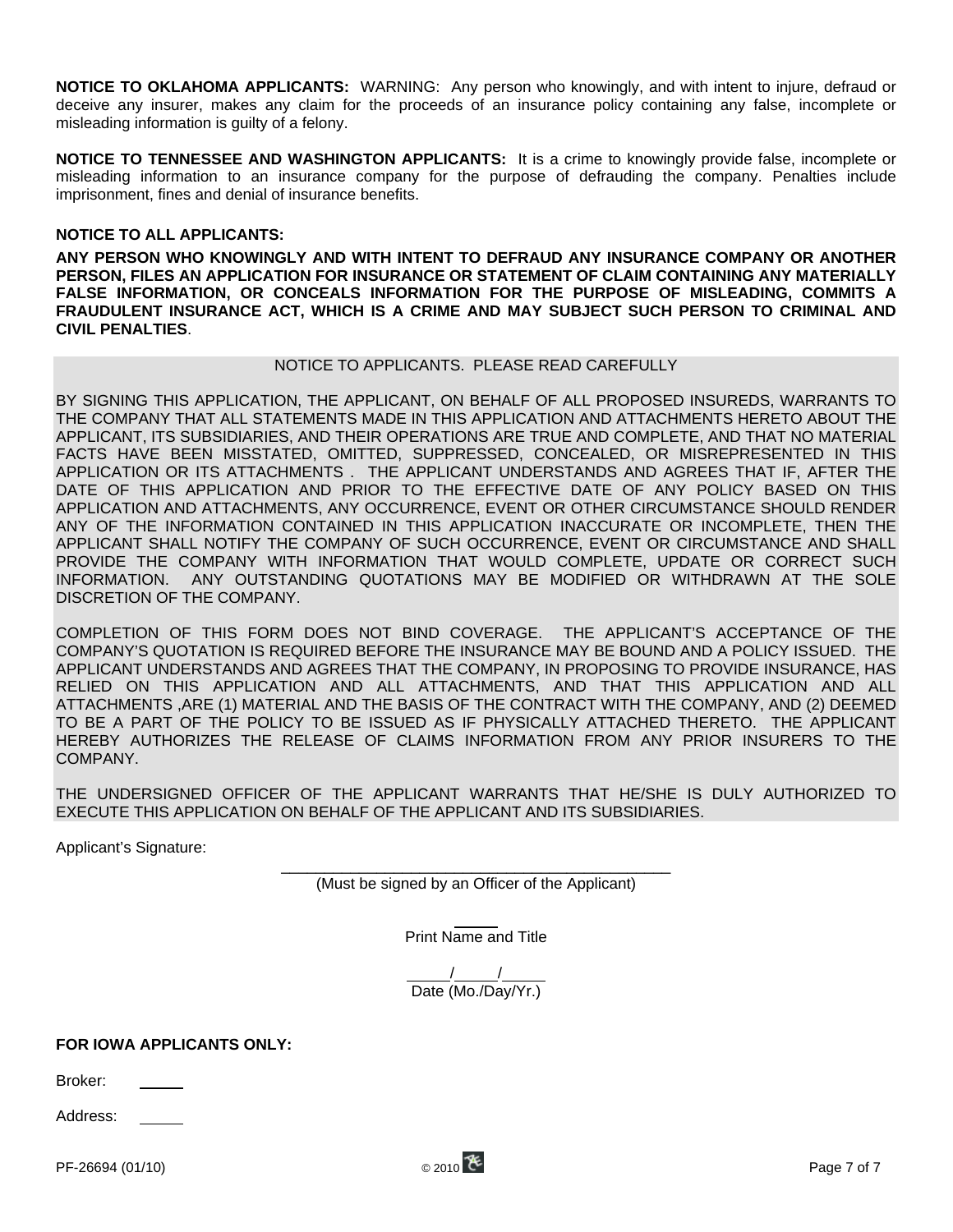**NOTICE TO OKLAHOMA APPLICANTS:** WARNING: Any person who knowingly, and with intent to injure, defraud or deceive any insurer, makes any claim for the proceeds of an insurance policy containing any false, incomplete or misleading information is guilty of a felony.

**NOTICE TO TENNESSEE AND WASHINGTON APPLICANTS:** It is a crime to knowingly provide false, incomplete or misleading information to an insurance company for the purpose of defrauding the company. Penalties include imprisonment, fines and denial of insurance benefits.

**NOTICE TO ALL APPLICANTS:**

**ANY PERSON WHO KNOWINGLY AND WITH INTENT TO DEFRAUD ANY INSURANCE COMPANY OR ANOTHER PERSON, FILES AN APPLICATION FOR INSURANCE OR STATEMENT OF CLAIM CONTAINING ANY MATERIALLY FALSE INFORMATION, OR CONCEALS INFORMATION FOR THE PURPOSE OF MISLEADING, COMMITS A FRAUDULENT INSURANCE ACT, WHICH IS A CRIME AND MAY SUBJECT SUCH PERSON TO CRIMINAL AND CIVIL PENALTIES**.

NOTICE TO APPLICANTS. PLEASE READ CAREFULLY

BY SIGNING THIS APPLICATION, THE APPLICANT, ON BEHALF OF ALL PROPOSED INSUREDS, WARRANTS TO THE COMPANY THAT ALL STATEMENTS MADE IN THIS APPLICATION AND ATTACHMENTS HERETO ABOUT THE APPLICANT, ITS SUBSIDIARIES, AND THEIR OPERATIONS ARE TRUE AND COMPLETE, AND THAT NO MATERIAL FACTS HAVE BEEN MISSTATED, OMITTED, SUPPRESSED, CONCEALED, OR MISREPRESENTED IN THIS APPLICATION OR ITS ATTACHMENTS . THE APPLICANT UNDERSTANDS AND AGREES THAT IF, AFTER THE DATE OF THIS APPLICATION AND PRIOR TO THE EFFECTIVE DATE OF ANY POLICY BASED ON THIS APPLICATION AND ATTACHMENTS, ANY OCCURRENCE, EVENT OR OTHER CIRCUMSTANCE SHOULD RENDER ANY OF THE INFORMATION CONTAINED IN THIS APPLICATION INACCURATE OR INCOMPLETE, THEN THE APPLICANT SHALL NOTIFY THE COMPANY OF SUCH OCCURRENCE, EVENT OR CIRCUMSTANCE AND SHALL PROVIDE THE COMPANY WITH INFORMATION THAT WOULD COMPLETE, UPDATE OR CORRECT SUCH INFORMATION. ANY OUTSTANDING QUOTATIONS MAY BE MODIFIED OR WITHDRAWN AT THE SOLE DISCRETION OF THE COMPANY.

COMPLETION OF THIS FORM DOES NOT BIND COVERAGE. THE APPLICANT'S ACCEPTANCE OF THE COMPANY'S QUOTATION IS REQUIRED BEFORE THE INSURANCE MAY BE BOUND AND A POLICY ISSUED. THE APPLICANT UNDERSTANDS AND AGREES THAT THE COMPANY, IN PROPOSING TO PROVIDE INSURANCE, HAS RELIED ON THIS APPLICATION AND ALL ATTACHMENTS, AND THAT THIS APPLICATION AND ALL ATTACHMENTS ,ARE (1) MATERIAL AND THE BASIS OF THE CONTRACT WITH THE COMPANY, AND (2) DEEMED TO BE A PART OF THE POLICY TO BE ISSUED AS IF PHYSICALLY ATTACHED THERETO. THE APPLICANT HEREBY AUTHORIZES THE RELEASE OF CLAIMS INFORMATION FROM ANY PRIOR INSURERS TO THE COMPANY.

THE UNDERSIGNED OFFICER OF THE APPLICANT WARRANTS THAT HE/SHE IS DULY AUTHORIZED TO EXECUTE THIS APPLICATION ON BEHALF OF THE APPLICANT AND ITS SUBSIDIARIES.

Applicant's Signature:

_______________________________________________
(Must be signed by an Officer of the Applicant)

Print Name and Title

_____/_____/_____
Date (Mo./Day/Yr.)

**FOR IOWA APPLICANTS ONLY:**

Broker: _____

Address: _____

PF-26694 (01/10) © 2010